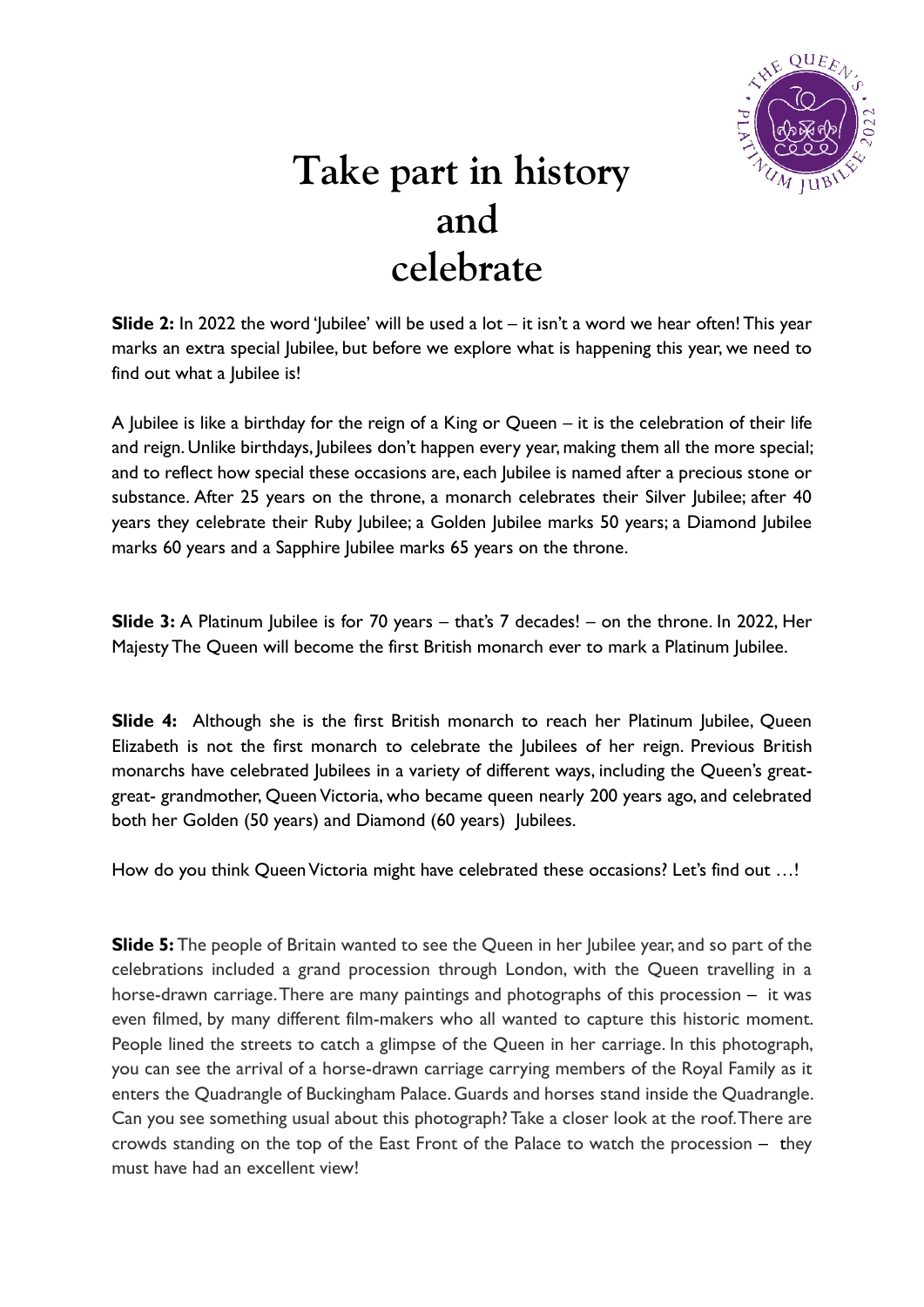# Take part in history and celebrate

**Slide 2:** In 2022 the word 'Jubilee' will be used a lot – it isn't a word we hear often! This year marks an extra special Jubilee, but before we explore what is happening this year, we need to find out what a Jubilee is!

A Jubilee is like a birthday for the reign of a King or Queen – it is the celebration of their life and reign. Unlike birthdays, Jubilees don't happen every year, making them all the more special; and to reflect how special these occasions are, each Jubilee is named after a precious stone or substance. After 25 years on the throne, a monarch celebrates their Silver Jubilee; after 40 years they celebrate their Ruby Jubilee; a Golden Jubilee marks 50 years; a Diamond Jubilee marks 60 years and a Sapphire Jubilee marks 65 years on the throne.

**Slide 3:** A Platinum Jubilee is for 70 years – that's 7 decades! – on the throne. In 2022, Her Majesty The Queen will become the first British monarch ever to mark a Platinum Jubilee.

**Slide 4:** Although she is the first British monarch to reach her Platinum Jubilee, Queen Elizabeth is not the first monarch to celebrate the Jubilees of her reign. Previous British monarchs have celebrated Jubilees in a variety of different ways, including the Queen's great-great- grandmother, Queen Victoria, who became queen nearly 200 years ago, and celebrated both her Golden (50 years) and Diamond (60 years) Jubilees.

How do you think Queen Victoria might have celebrated these occasions? Let's find out …!

**Slide 5:** The people of Britain wanted to see the Queen in her Jubilee year, and so part of the celebrations included a grand procession through London, with the Queen travelling in a horse-drawn carriage. There are many paintings and photographs of this procession – it was even filmed, by many different film-makers who all wanted to capture this historic moment. People lined the streets to catch a glimpse of the Queen in her carriage. In this photograph, you can see the arrival of a horse-drawn carriage carrying members of the Royal Family as it enters the Quadrangle of Buckingham Palace. Guards and horses stand inside the Quadrangle. Can you see something usual about this photograph? Take a closer look at the roof. There are crowds standing on the top of the East Front of the Palace to watch the procession – they must have had an excellent view!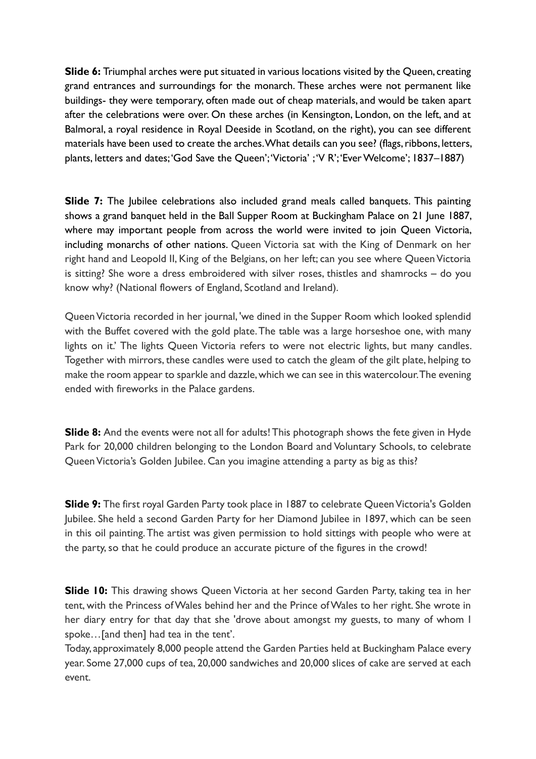**Slide 6:** Triumphal arches were put situated in various locations visited by the Queen, creating grand entrances and surroundings for the monarch. These arches were not permanent like buildings- they were temporary, often made out of cheap materials, and would be taken apart after the celebrations were over. On these arches (in Kensington, London, on the left, and at Balmoral, a royal residence in Royal Deeside in Scotland, on the right), you can see different materials have been used to create the arches. What details can you see? (flags, ribbons, letters, plants, letters and dates; 'God Save the Queen'; 'Victoria' ; 'V R'; 'Ever Welcome'; 1837–1887)

**Slide 7:** The Jubilee celebrations also included grand meals called banquets. This painting shows a grand banquet held in the Ball Supper Room at Buckingham Palace on 21 June 1887, where may important people from across the world were invited to join Queen Victoria, including monarchs of other nations. Queen Victoria sat with the King of Denmark on her right hand and Leopold II, King of the Belgians, on her left; can you see where Queen Victoria is sitting? She wore a dress embroidered with silver roses, thistles and shamrocks – do you know why? (National flowers of England, Scotland and Ireland).

Queen Victoria recorded in her journal, 'we dined in the Supper Room which looked splendid with the Buffet covered with the gold plate. The table was a large horseshoe one, with many lights on it.' The lights Queen Victoria refers to were not electric lights, but many candles. Together with mirrors, these candles were used to catch the gleam of the gilt plate, helping to make the room appear to sparkle and dazzle, which we can see in this watercolour. The evening ended with fireworks in the Palace gardens.

**Slide 8:** And the events were not all for adults! This photograph shows the fete given in Hyde Park for 20,000 children belonging to the London Board and Voluntary Schools, to celebrate Queen Victoria's Golden Jubilee. Can you imagine attending a party as big as this?

**Slide 9:** The first royal Garden Party took place in 1887 to celebrate Queen Victoria's Golden Jubilee. She held a second Garden Party for her Diamond Jubilee in 1897, which can be seen in this oil painting. The artist was given permission to hold sittings with people who were at the party, so that he could produce an accurate picture of the figures in the crowd!

**Slide 10:** This drawing shows Queen Victoria at her second Garden Party, taking tea in her tent, with the Princess of Wales behind her and the Prince of Wales to her right. She wrote in her diary entry for that day that she 'drove about amongst my guests, to many of whom I spoke…[and then] had tea in the tent'.

Today, approximately 8,000 people attend the Garden Parties held at Buckingham Palace every year. Some 27,000 cups of tea, 20,000 sandwiches and 20,000 slices of cake are served at each event.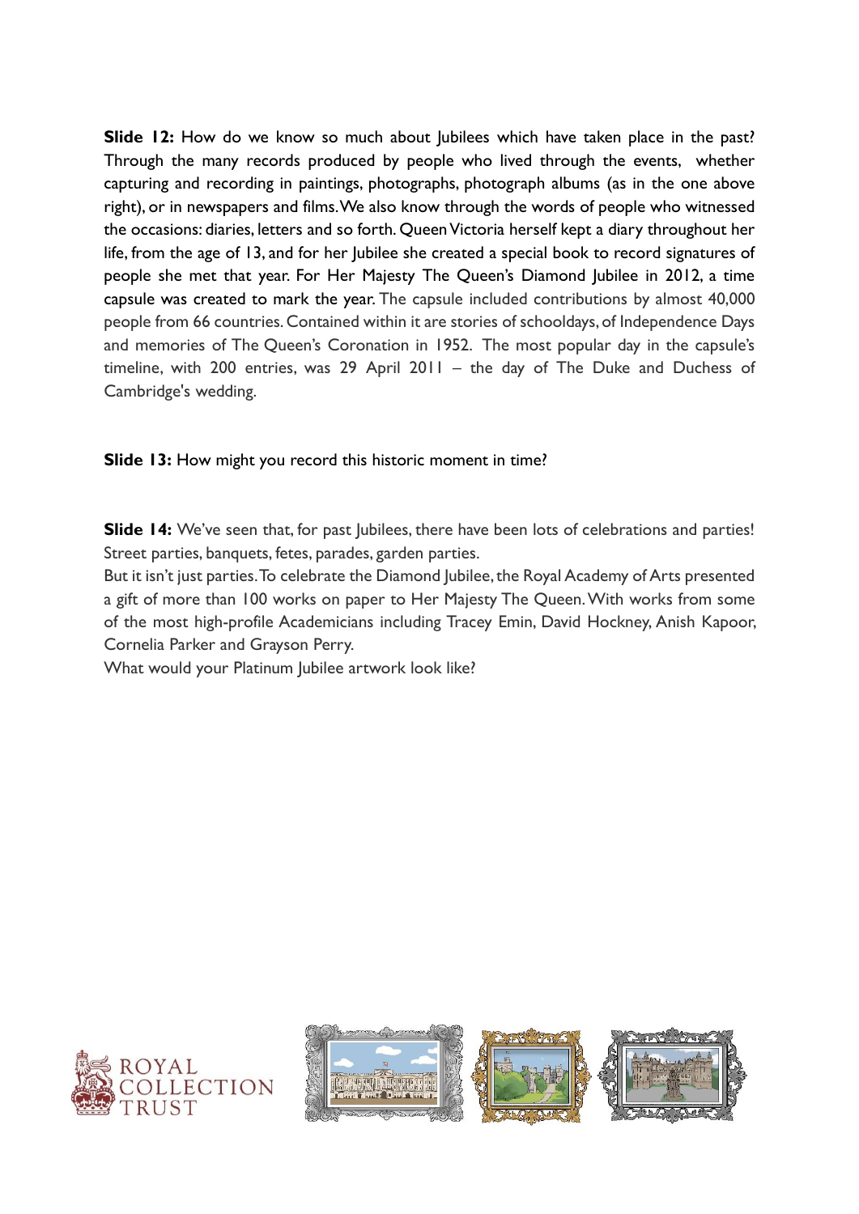**Slide 12:** How do we know so much about Jubilees which have taken place in the past? Through the many records produced by people who lived through the events, whether capturing and recording in paintings, photographs, photograph albums (as in the one above right), or in newspapers and films. We also know through the words of people who witnessed the occasions: diaries, letters and so forth. Queen Victoria herself kept a diary throughout her life, from the age of 13, and for her Jubilee she created a special book to record signatures of people she met that year. For Her Majesty The Queen's Diamond Jubilee in 2012, a time capsule was created to mark the year. The capsule included contributions by almost 40,000 people from 66 countries. Contained within it are stories of schooldays, of Independence Days and memories of The Queen's Coronation in 1952. The most popular day in the capsule's timeline, with 200 entries, was 29 April 2011 – the day of The Duke and Duchess of Cambridge's wedding.

**Slide 13:** How might you record this historic moment in time?

**Slide 14:** We've seen that, for past Jubilees, there have been lots of celebrations and parties! Street parties, banquets, fetes, parades, garden parties.

But it isn't just parties. To celebrate the Diamond Jubilee, the Royal Academy of Arts presented a gift of more than 100 works on paper to Her Majesty The Queen. With works from some of the most high-profile Academicians including Tracey Emin, David Hockney, Anish Kapoor, Cornelia Parker and Grayson Perry.

What would your Platinum Jubilee artwork look like?